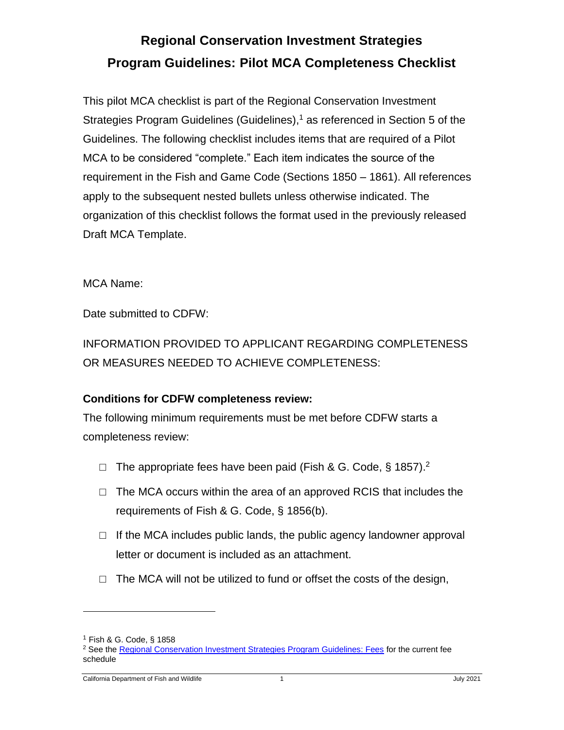# Regional Conservation Investment Strategies
# Program Guidelines: Pilot MCA Completeness Checklist

This pilot MCA checklist is part of the Regional Conservation Investment Strategies Program Guidelines (Guidelines),[1] as referenced in Section 5 of the Guidelines. The following checklist includes items that are required of a Pilot MCA to be considered "complete." Each item indicates the source of the requirement in the Fish and Game Code (Sections 1850 – 1861). All references apply to the subsequent nested bullets unless otherwise indicated. The organization of this checklist follows the format used in the previously released Draft MCA Template.

MCA Name:

Date submitted to CDFW:

INFORMATION PROVIDED TO APPLICANT REGARDING COMPLETENESS OR MEASURES NEEDED TO ACHIEVE COMPLETENESS:

**Conditions for CDFW completeness review:**

The following minimum requirements must be met before CDFW starts a completeness review:

- ☐ The appropriate fees have been paid (Fish & G. Code, § 1857).[2]
- ☐ The MCA occurs within the area of an approved RCIS that includes the requirements of Fish & G. Code, § 1856(b).
- ☐ If the MCA includes public lands, the public agency landowner approval letter or document is included as an attachment.
- ☐ The MCA will not be utilized to fund or offset the costs of the design,

---

[1] Fish & G. Code, § 1858

[2] See the [Regional Conservation Investment Strategies Program Guidelines: Fees] for the current fee schedule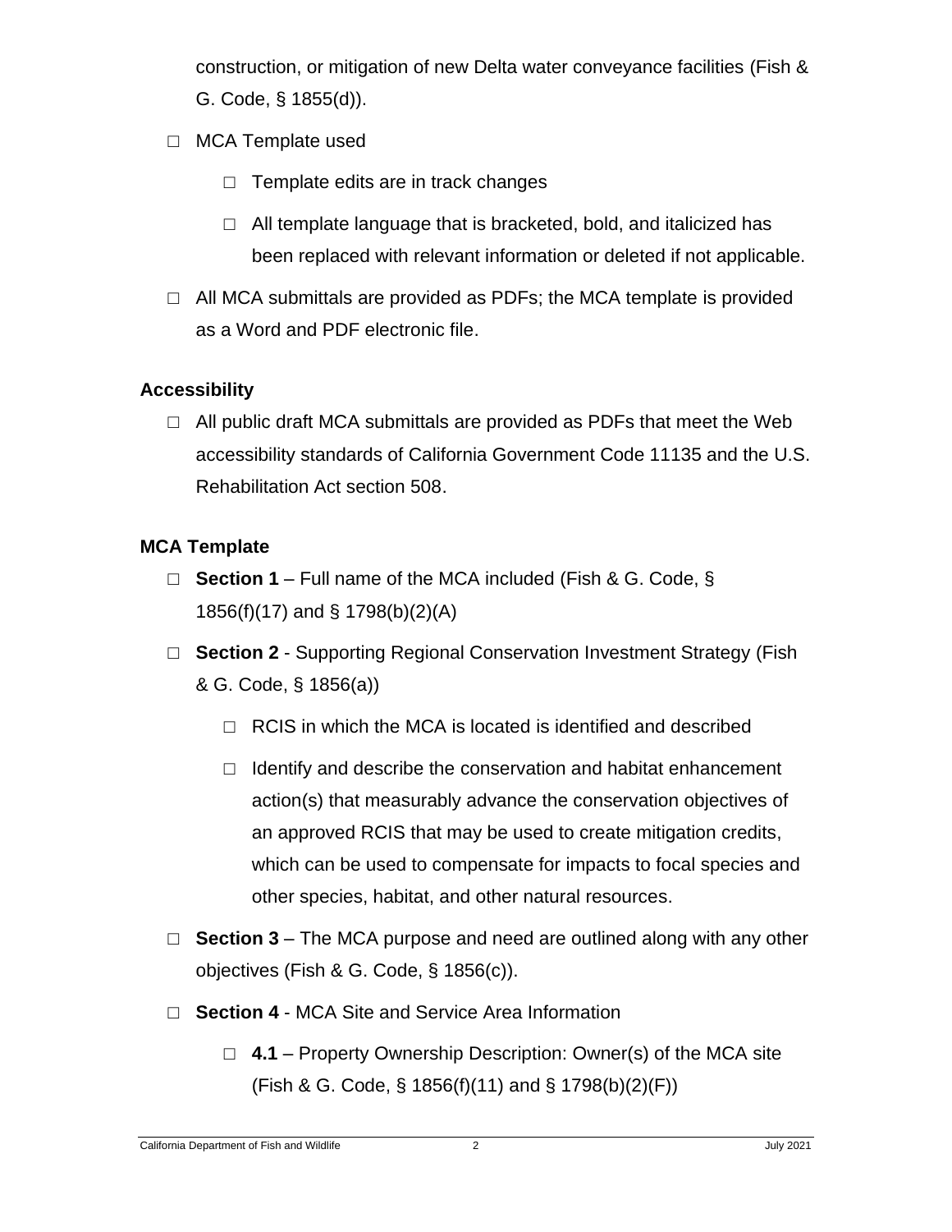construction, or mitigation of new Delta water conveyance facilities (Fish & G. Code, § 1855(d)).

- ☐ MCA Template used
  - ☐ Template edits are in track changes
  - ☐ All template language that is bracketed, bold, and italicized has been replaced with relevant information or deleted if not applicable.
- ☐ All MCA submittals are provided as PDFs; the MCA template is provided as a Word and PDF electronic file.

### Accessibility

- ☐ All public draft MCA submittals are provided as PDFs that meet the Web accessibility standards of California Government Code 11135 and the U.S. Rehabilitation Act section 508.

### MCA Template

- ☐ **Section 1** – Full name of the MCA included (Fish & G. Code, § 1856(f)(17) and § 1798(b)(2)(A)
- ☐ **Section 2** - Supporting Regional Conservation Investment Strategy (Fish & G. Code, § 1856(a))
  - ☐ RCIS in which the MCA is located is identified and described
  - ☐ Identify and describe the conservation and habitat enhancement action(s) that measurably advance the conservation objectives of an approved RCIS that may be used to create mitigation credits, which can be used to compensate for impacts to focal species and other species, habitat, and other natural resources.
- ☐ **Section 3** – The MCA purpose and need are outlined along with any other objectives (Fish & G. Code, § 1856(c)).
- ☐ **Section 4** - MCA Site and Service Area Information
  - ☐ **4.1** – Property Ownership Description: Owner(s) of the MCA site (Fish & G. Code, § 1856(f)(11) and § 1798(b)(2)(F))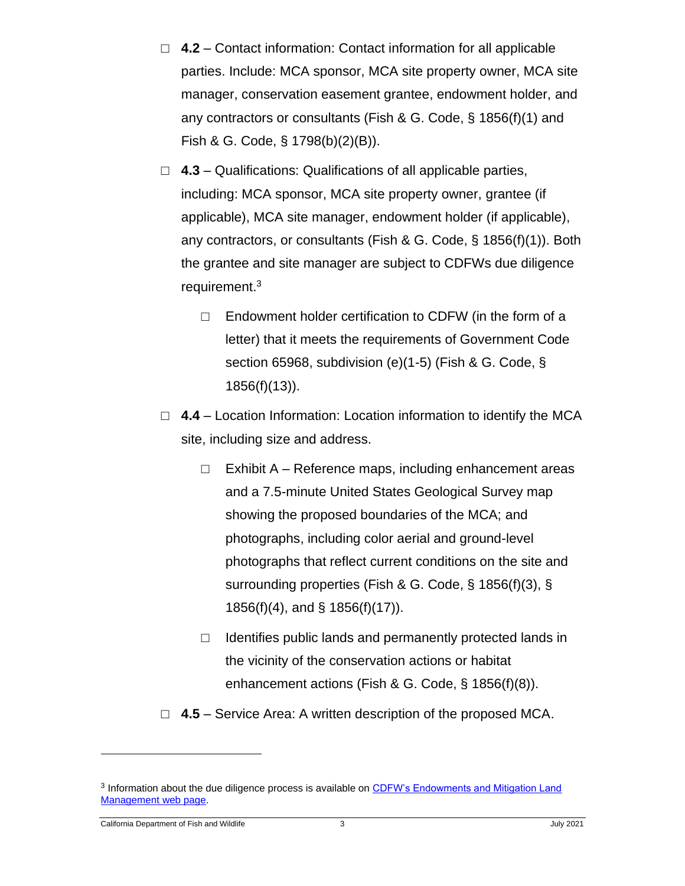- ☐ **4.2** – Contact information: Contact information for all applicable parties. Include: MCA sponsor, MCA site property owner, MCA site manager, conservation easement grantee, endowment holder, and any contractors or consultants (Fish & G. Code, § 1856(f)(1) and Fish & G. Code, § 1798(b)(2)(B)).
- ☐ **4.3** – Qualifications: Qualifications of all applicable parties, including: MCA sponsor, MCA site property owner, grantee (if applicable), MCA site manager, endowment holder (if applicable), any contractors, or consultants (Fish & G. Code, § 1856(f)(1)). Both the grantee and site manager are subject to CDFWs due diligence requirement.[3]
  - ☐ Endowment holder certification to CDFW (in the form of a letter) that it meets the requirements of Government Code section 65968, subdivision (e)(1-5) (Fish & G. Code, § 1856(f)(13)).
- ☐ **4.4** – Location Information: Location information to identify the MCA site, including size and address.
  - ☐ Exhibit A – Reference maps, including enhancement areas and a 7.5-minute United States Geological Survey map showing the proposed boundaries of the MCA; and photographs, including color aerial and ground-level photographs that reflect current conditions on the site and surrounding properties (Fish & G. Code, § 1856(f)(3), § 1856(f)(4), and § 1856(f)(17)).
  - ☐ Identifies public lands and permanently protected lands in the vicinity of the conservation actions or habitat enhancement actions (Fish & G. Code, § 1856(f)(8)).
- ☐ **4.5** – Service Area: A written description of the proposed MCA.

---

[3] Information about the due diligence process is available on [CDFW's Endowments and Mitigation Land Management web page](#).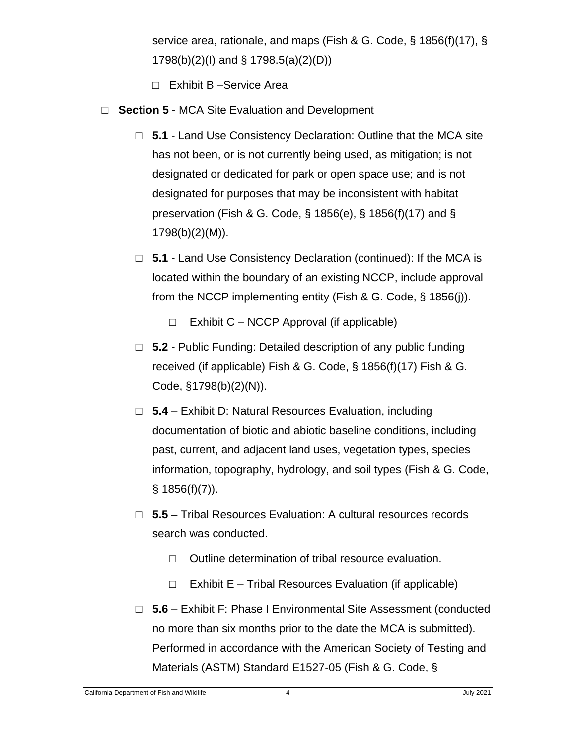service area, rationale, and maps (Fish & G. Code, § 1856(f)(17), § 1798(b)(2)(I) and § 1798.5(a)(2)(D))

- ☐ Exhibit B –Service Area

- ☐ **Section 5** - MCA Site Evaluation and Development
  - ☐ **5.1** - Land Use Consistency Declaration: Outline that the MCA site has not been, or is not currently being used, as mitigation; is not designated or dedicated for park or open space use; and is not designated for purposes that may be inconsistent with habitat preservation (Fish & G. Code, § 1856(e), § 1856(f)(17) and § 1798(b)(2)(M)).
  - ☐ **5.1** - Land Use Consistency Declaration (continued): If the MCA is located within the boundary of an existing NCCP, include approval from the NCCP implementing entity (Fish & G. Code, § 1856(j)).
    - ☐ Exhibit C – NCCP Approval (if applicable)
  - ☐ **5.2** - Public Funding: Detailed description of any public funding received (if applicable) Fish & G. Code, § 1856(f)(17) Fish & G. Code, §1798(b)(2)(N)).
  - ☐ **5.4** – Exhibit D: Natural Resources Evaluation, including documentation of biotic and abiotic baseline conditions, including past, current, and adjacent land uses, vegetation types, species information, topography, hydrology, and soil types (Fish & G. Code, § 1856(f)(7)).
  - ☐ **5.5** – Tribal Resources Evaluation: A cultural resources records search was conducted.
    - ☐ Outline determination of tribal resource evaluation.
    - ☐ Exhibit E – Tribal Resources Evaluation (if applicable)
  - ☐ **5.6** – Exhibit F: Phase I Environmental Site Assessment (conducted no more than six months prior to the date the MCA is submitted). Performed in accordance with the American Society of Testing and Materials (ASTM) Standard E1527-05 (Fish & G. Code, §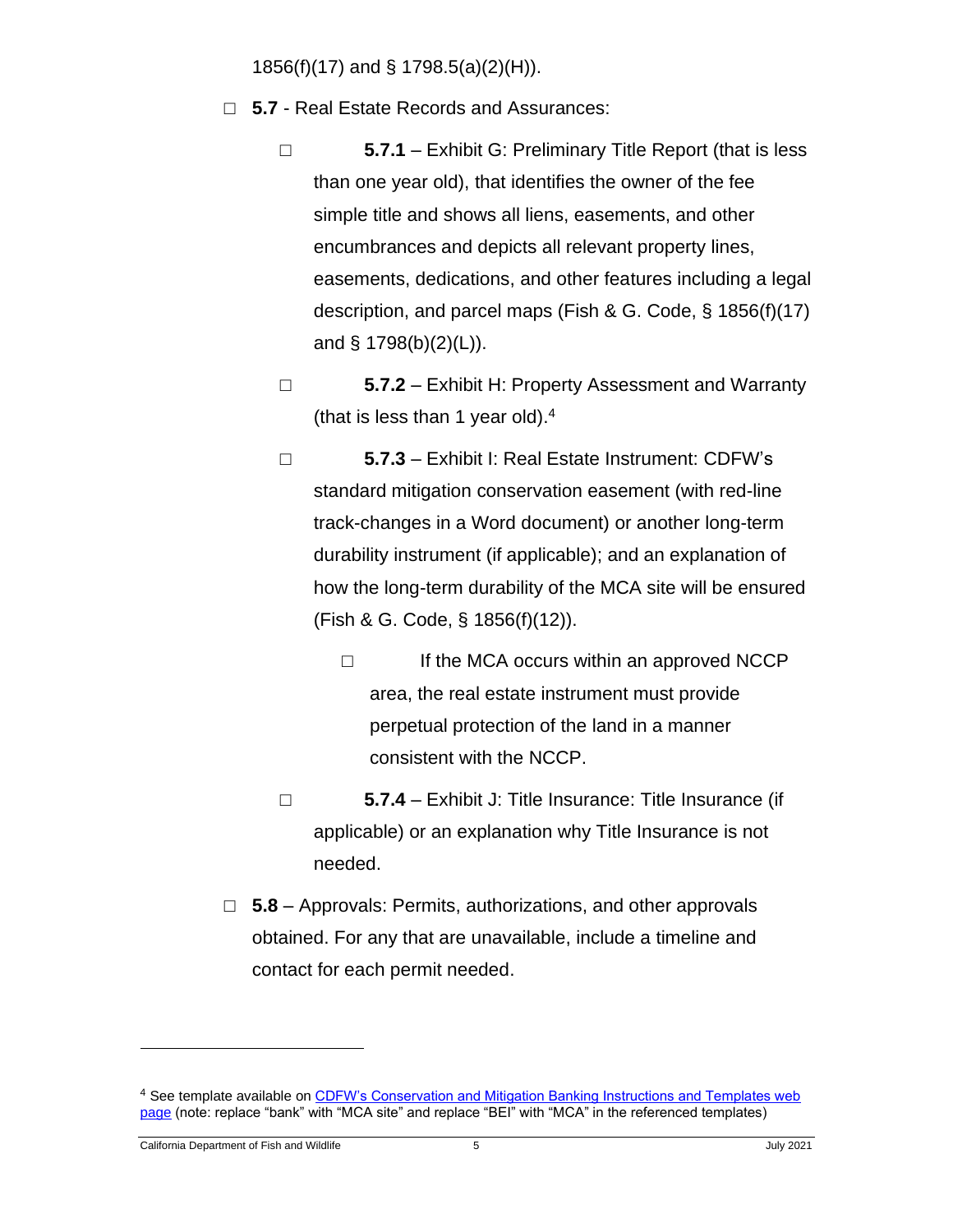1856(f)(17) and § 1798.5(a)(2)(H)).

- ☐ **5.7** - Real Estate Records and Assurances:
  - ☐ **5.7.1** – Exhibit G: Preliminary Title Report (that is less than one year old), that identifies the owner of the fee simple title and shows all liens, easements, and other encumbrances and depicts all relevant property lines, easements, dedications, and other features including a legal description, and parcel maps (Fish & G. Code, § 1856(f)(17) and § 1798(b)(2)(L)).
  - ☐ **5.7.2** – Exhibit H: Property Assessment and Warranty (that is less than 1 year old).[4]
  - ☐ **5.7.3** – Exhibit I: Real Estate Instrument: CDFW's standard mitigation conservation easement (with red-line track-changes in a Word document) or another long-term durability instrument (if applicable); and an explanation of how the long-term durability of the MCA site will be ensured (Fish & G. Code, § 1856(f)(12)).
    - ☐ If the MCA occurs within an approved NCCP area, the real estate instrument must provide perpetual protection of the land in a manner consistent with the NCCP.
  - ☐ **5.7.4** – Exhibit J: Title Insurance: Title Insurance (if applicable) or an explanation why Title Insurance is not needed.
- ☐ **5.8** – Approvals: Permits, authorizations, and other approvals obtained. For any that are unavailable, include a timeline and contact for each permit needed.

---

[4] See template available on CDFW's Conservation and Mitigation Banking Instructions and Templates web page (note: replace "bank" with "MCA site" and replace "BEI" with "MCA" in the referenced templates)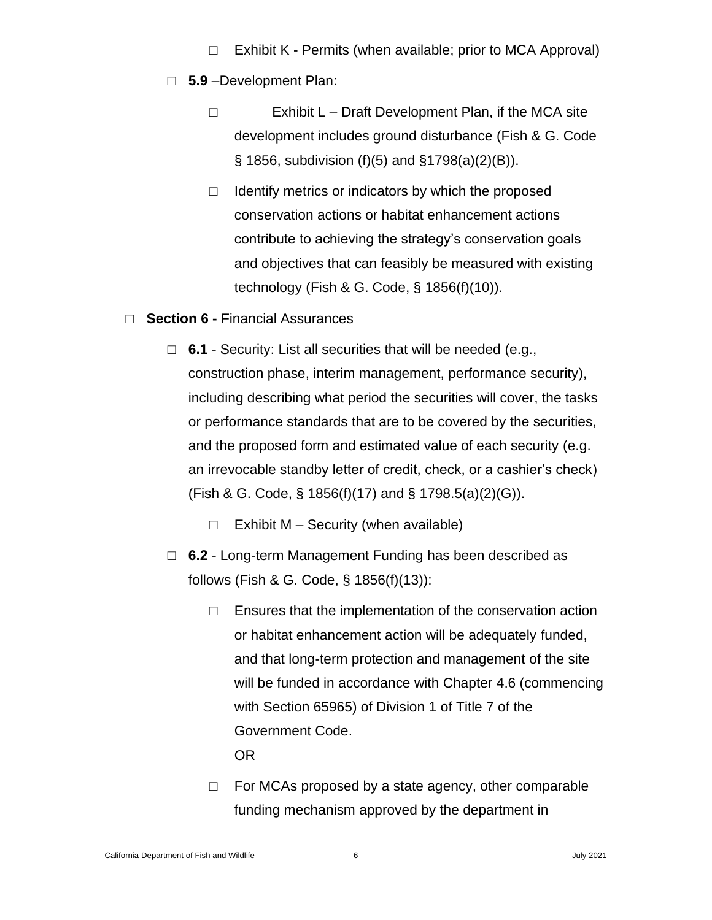- ☐ Exhibit K - Permits (when available; prior to MCA Approval)

- ☐ **5.9** –Development Plan:

  - ☐ Exhibit L – Draft Development Plan, if the MCA site development includes ground disturbance (Fish & G. Code § 1856, subdivision (f)(5) and §1798(a)(2)(B)).

  - ☐ Identify metrics or indicators by which the proposed conservation actions or habitat enhancement actions contribute to achieving the strategy's conservation goals and objectives that can feasibly be measured with existing technology (Fish & G. Code, § 1856(f)(10)).

☐ **Section 6 -** Financial Assurances

- ☐ **6.1** - Security: List all securities that will be needed (e.g., construction phase, interim management, performance security), including describing what period the securities will cover, the tasks or performance standards that are to be covered by the securities, and the proposed form and estimated value of each security (e.g. an irrevocable standby letter of credit, check, or a cashier's check) (Fish & G. Code, § 1856(f)(17) and § 1798.5(a)(2)(G)).

  - ☐ Exhibit M – Security (when available)

- ☐ **6.2** - Long-term Management Funding has been described as follows (Fish & G. Code, § 1856(f)(13)):

  - ☐ Ensures that the implementation of the conservation action or habitat enhancement action will be adequately funded, and that long-term protection and management of the site will be funded in accordance with Chapter 4.6 (commencing with Section 65965) of Division 1 of Title 7 of the Government Code.
    OR

  - ☐ For MCAs proposed by a state agency, other comparable funding mechanism approved by the department in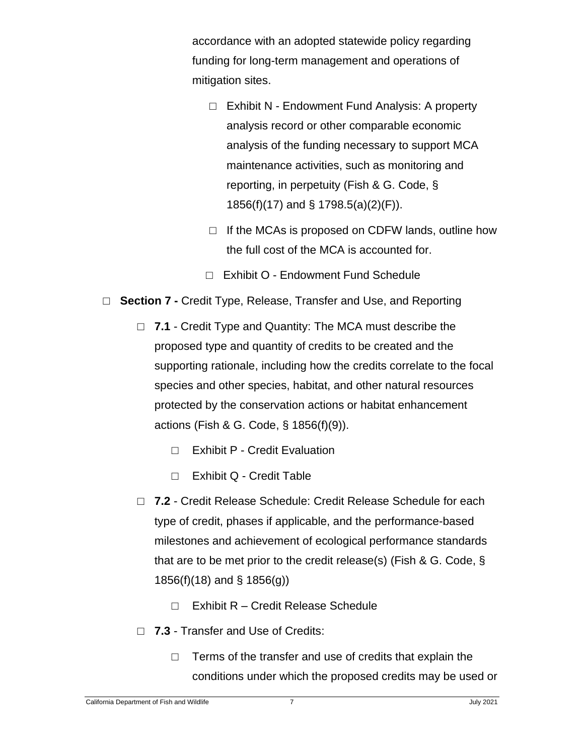accordance with an adopted statewide policy regarding funding for long-term management and operations of mitigation sites.

- ☐ Exhibit N - Endowment Fund Analysis: A property analysis record or other comparable economic analysis of the funding necessary to support MCA maintenance activities, such as monitoring and reporting, in perpetuity (Fish & G. Code, § 1856(f)(17) and § 1798.5(a)(2)(F)).
- ☐ If the MCAs is proposed on CDFW lands, outline how the full cost of the MCA is accounted for.
- ☐ Exhibit O - Endowment Fund Schedule

- ☐ **Section 7 -** Credit Type, Release, Transfer and Use, and Reporting
  - ☐ **7.1** - Credit Type and Quantity: The MCA must describe the proposed type and quantity of credits to be created and the supporting rationale, including how the credits correlate to the focal species and other species, habitat, and other natural resources protected by the conservation actions or habitat enhancement actions (Fish & G. Code, § 1856(f)(9)).
    - ☐ Exhibit P - Credit Evaluation
    - ☐ Exhibit Q - Credit Table
  - ☐ **7.2** - Credit Release Schedule: Credit Release Schedule for each type of credit, phases if applicable, and the performance-based milestones and achievement of ecological performance standards that are to be met prior to the credit release(s) (Fish & G. Code, § 1856(f)(18) and § 1856(g))
    - ☐ Exhibit R – Credit Release Schedule
  - ☐ **7.3** - Transfer and Use of Credits:
    - ☐ Terms of the transfer and use of credits that explain the conditions under which the proposed credits may be used or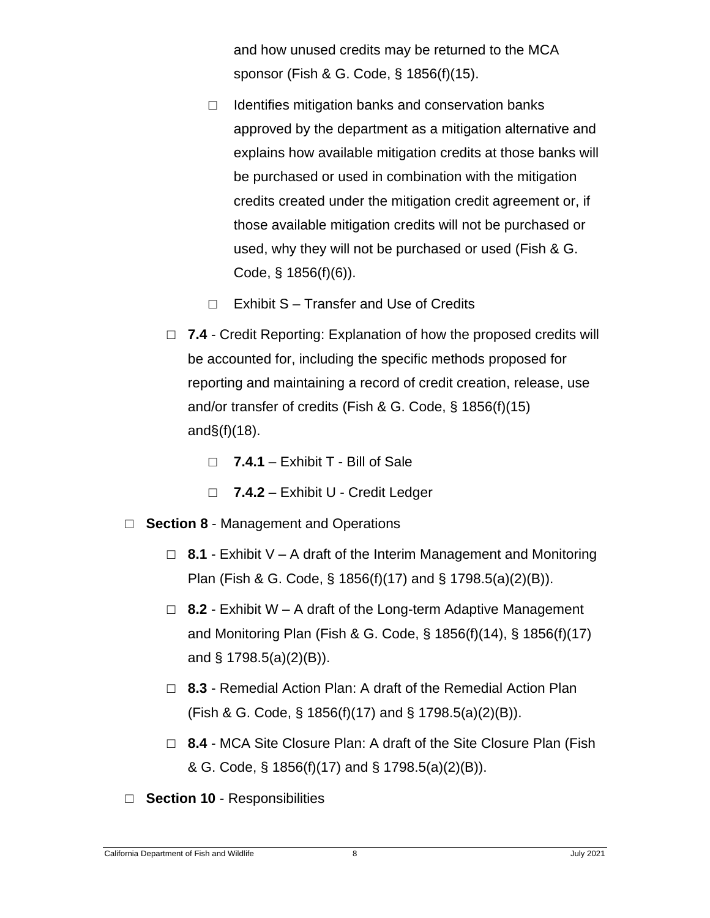and how unused credits may be returned to the MCA sponsor (Fish & G. Code, § 1856(f)(15).

        - ☐ Identifies mitigation banks and conservation banks approved by the department as a mitigation alternative and explains how available mitigation credits at those banks will be purchased or used in combination with the mitigation credits created under the mitigation credit agreement or, if those available mitigation credits will not be purchased or used, why they will not be purchased or used (Fish & G. Code, § 1856(f)(6)).
        - ☐ Exhibit S – Transfer and Use of Credits
    - ☐ **7.4** - Credit Reporting: Explanation of how the proposed credits will be accounted for, including the specific methods proposed for reporting and maintaining a record of credit creation, release, use and/or transfer of credits (Fish & G. Code, § 1856(f)(15) and§(f)(18).
        - ☐ **7.4.1** – Exhibit T - Bill of Sale
        - ☐ **7.4.2** – Exhibit U - Credit Ledger
- ☐ **Section 8** - Management and Operations
    - ☐ **8.1** - Exhibit V – A draft of the Interim Management and Monitoring Plan (Fish & G. Code, § 1856(f)(17) and § 1798.5(a)(2)(B)).
    - ☐ **8.2** - Exhibit W – A draft of the Long-term Adaptive Management and Monitoring Plan (Fish & G. Code, § 1856(f)(14), § 1856(f)(17) and § 1798.5(a)(2)(B)).
    - ☐ **8.3** - Remedial Action Plan: A draft of the Remedial Action Plan (Fish & G. Code, § 1856(f)(17) and § 1798.5(a)(2)(B)).
    - ☐ **8.4** - MCA Site Closure Plan: A draft of the Site Closure Plan (Fish & G. Code, § 1856(f)(17) and § 1798.5(a)(2)(B)).
- ☐ **Section 10** - Responsibilities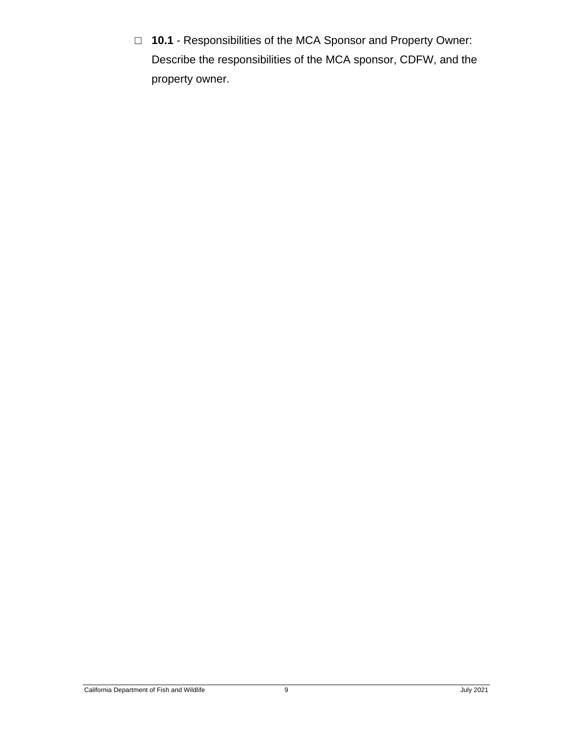- ☐ **10.1** - Responsibilities of the MCA Sponsor and Property Owner: Describe the responsibilities of the MCA sponsor, CDFW, and the property owner.